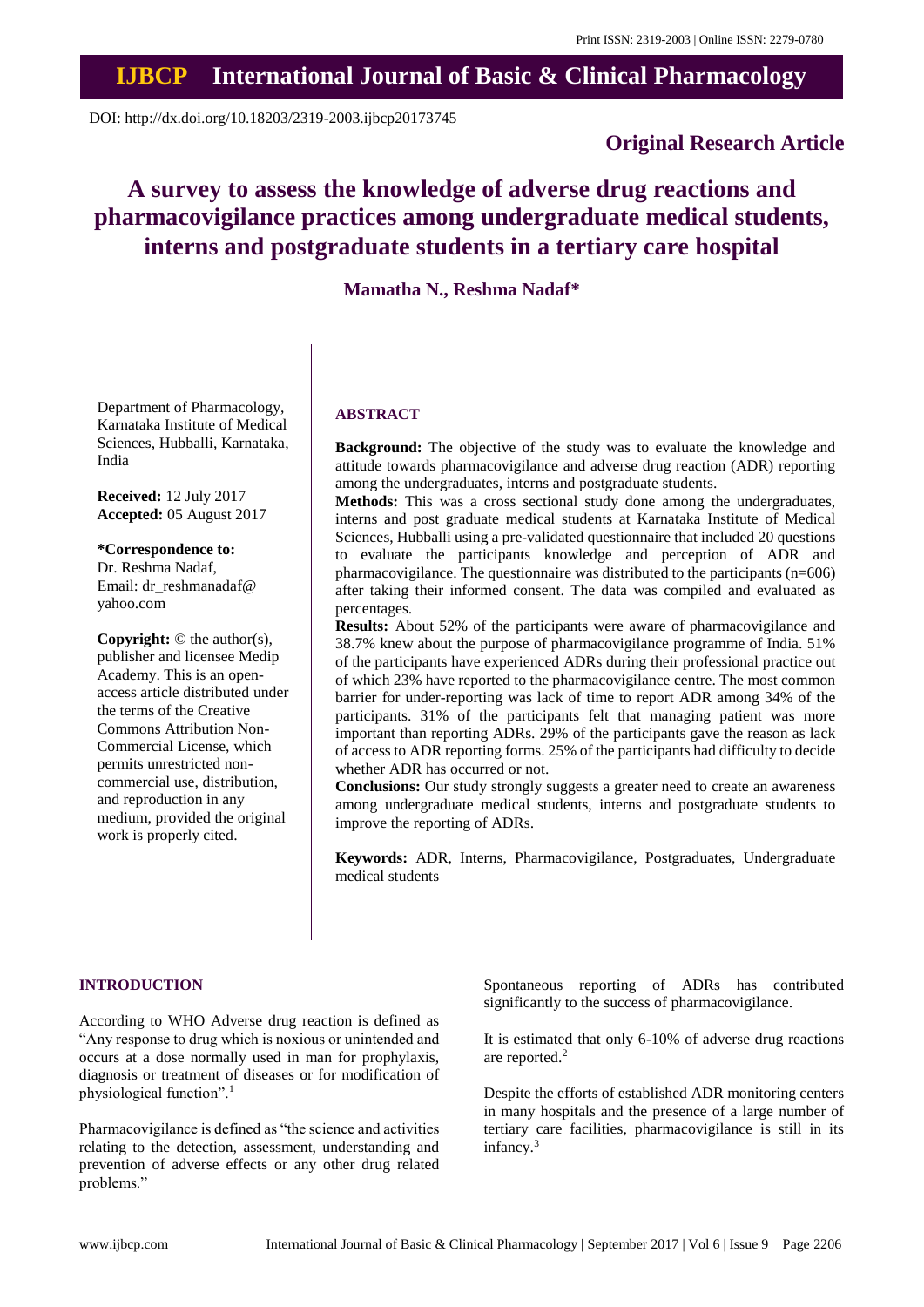Print ISSN: 2319-2003 | Online ISSN: 2279-0780

# IJBCP International Journal of Basic & Clinical Pharmacology

DOI: http://dx.doi.org/10.18203/2319-2003.ijbcp20173745

**Original Research Article**

# A survey to assess the knowledge of adverse drug reactions and pharmacovigilance practices among undergraduate medical students, interns and postgraduate students in a tertiary care hospital

**Mamatha N., Reshma Nadaf\***

Department of Pharmacology, Karnataka Institute of Medical Sciences, Hubballi, Karnataka, India

**Received:** 12 July 2017
**Accepted:** 05 August 2017

**\*Correspondence to:**
Dr. Reshma Nadaf,
Email: dr_reshmanadaf@yahoo.com

**Copyright:** © the author(s), publisher and licensee Medip Academy. This is an open-access article distributed under the terms of the Creative Commons Attribution Non-Commercial License, which permits unrestricted non-commercial use, distribution, and reproduction in any medium, provided the original work is properly cited.

## ABSTRACT

**Background:** The objective of the study was to evaluate the knowledge and attitude towards pharmacovigilance and adverse drug reaction (ADR) reporting among the undergraduates, interns and postgraduate students.

**Methods:** This was a cross sectional study done among the undergraduates, interns and post graduate medical students at Karnataka Institute of Medical Sciences, Hubballi using a pre-validated questionnaire that included 20 questions to evaluate the participants knowledge and perception of ADR and pharmacovigilance. The questionnaire was distributed to the participants (n=606) after taking their informed consent. The data was compiled and evaluated as percentages.

**Results:** About 52% of the participants were aware of pharmacovigilance and 38.7% knew about the purpose of pharmacovigilance programme of India. 51% of the participants have experienced ADRs during their professional practice out of which 23% have reported to the pharmacovigilance centre. The most common barrier for under-reporting was lack of time to report ADR among 34% of the participants. 31% of the participants felt that managing patient was more important than reporting ADRs. 29% of the participants gave the reason as lack of access to ADR reporting forms. 25% of the participants had difficulty to decide whether ADR has occurred or not.

**Conclusions:** Our study strongly suggests a greater need to create an awareness among undergraduate medical students, interns and postgraduate students to improve the reporting of ADRs.

**Keywords:** ADR, Interns, Pharmacovigilance, Postgraduates, Undergraduate medical students

## INTRODUCTION

According to WHO Adverse drug reaction is defined as "Any response to drug which is noxious or unintended and occurs at a dose normally used in man for prophylaxis, diagnosis or treatment of diseases or for modification of physiological function".[1]

Pharmacovigilance is defined as "the science and activities relating to the detection, assessment, understanding and prevention of adverse effects or any other drug related problems."

Spontaneous reporting of ADRs has contributed significantly to the success of pharmacovigilance.

It is estimated that only 6-10% of adverse drug reactions are reported.[2]

Despite the efforts of established ADR monitoring centers in many hospitals and the presence of a large number of tertiary care facilities, pharmacovigilance is still in its infancy.[3]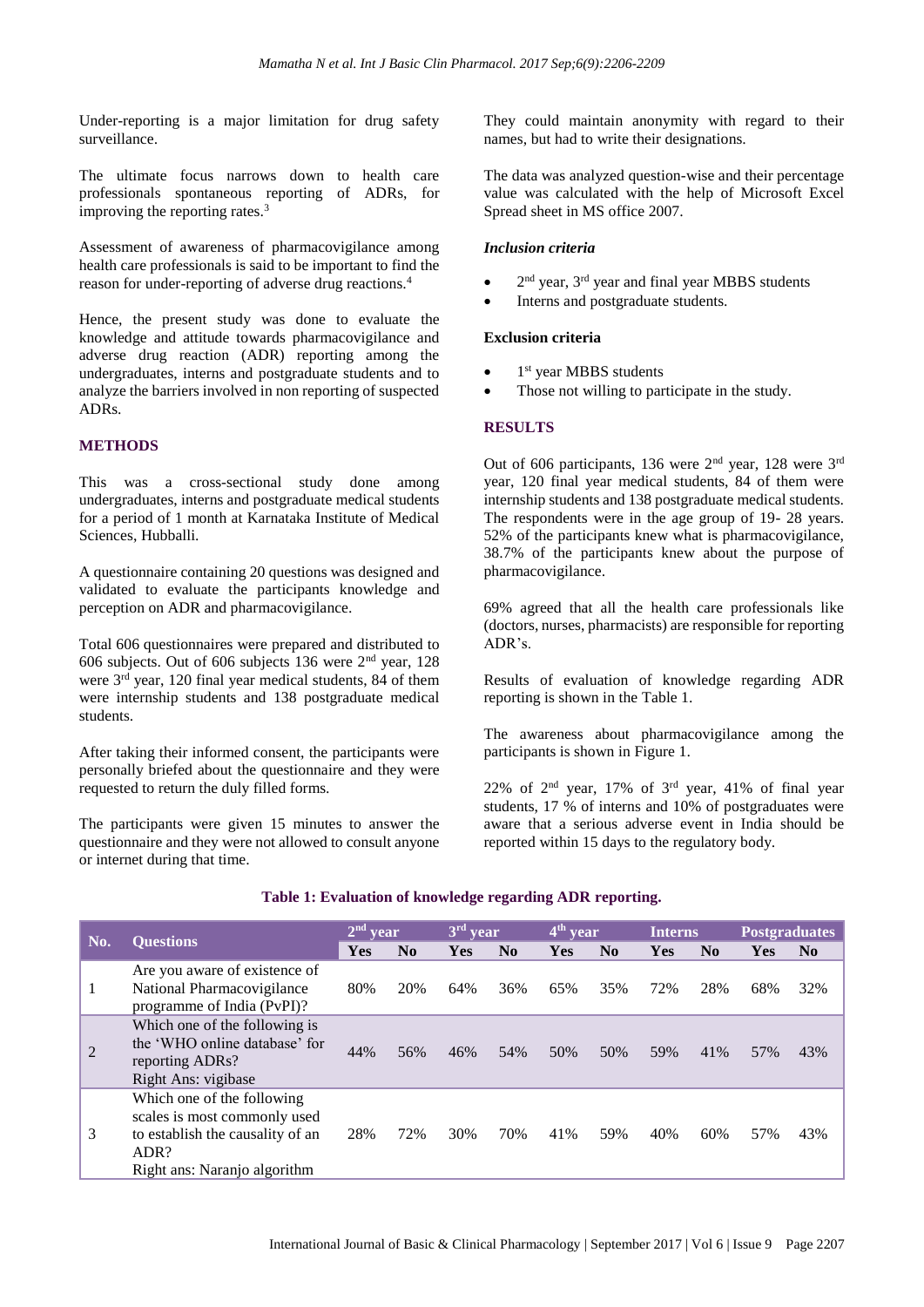Under-reporting is a major limitation for drug safety surveillance.

The ultimate focus narrows down to health care professionals spontaneous reporting of ADRs, for improving the reporting rates.[3]

Assessment of awareness of pharmacovigilance among health care professionals is said to be important to find the reason for under-reporting of adverse drug reactions.[4]

Hence, the present study was done to evaluate the knowledge and attitude towards pharmacovigilance and adverse drug reaction (ADR) reporting among the undergraduates, interns and postgraduate students and to analyze the barriers involved in non reporting of suspected ADRs.

## METHODS

This was a cross-sectional study done among undergraduates, interns and postgraduate medical students for a period of 1 month at Karnataka Institute of Medical Sciences, Hubballi.

A questionnaire containing 20 questions was designed and validated to evaluate the participants knowledge and perception on ADR and pharmacovigilance.

Total 606 questionnaires were prepared and distributed to 606 subjects. Out of 606 subjects 136 were 2nd year, 128 were 3rd year, 120 final year medical students, 84 of them were internship students and 138 postgraduate medical students.

After taking their informed consent, the participants were personally briefed about the questionnaire and they were requested to return the duly filled forms.

The participants were given 15 minutes to answer the questionnaire and they were not allowed to consult anyone or internet during that time.

They could maintain anonymity with regard to their names, but had to write their designations.

The data was analyzed question-wise and their percentage value was calculated with the help of Microsoft Excel Spread sheet in MS office 2007.

### *Inclusion criteria*

- 2nd year, 3rd year and final year MBBS students
- Interns and postgraduate students.

### Exclusion criteria

- 1st year MBBS students
- Those not willing to participate in the study.

## RESULTS

Out of 606 participants, 136 were 2nd year, 128 were 3rd year, 120 final year medical students, 84 of them were internship students and 138 postgraduate medical students. The respondents were in the age group of 19- 28 years. 52% of the participants knew what is pharmacovigilance, 38.7% of the participants knew about the purpose of pharmacovigilance.

69% agreed that all the health care professionals like (doctors, nurses, pharmacists) are responsible for reporting ADR's.

Results of evaluation of knowledge regarding ADR reporting is shown in the Table 1.

The awareness about pharmacovigilance among the participants is shown in Figure 1.

22% of 2nd year, 17% of 3rd year, 41% of final year students, 17 % of interns and 10% of postgraduates were aware that a serious adverse event in India should be reported within 15 days to the regulatory body.

**Table 1: Evaluation of knowledge regarding ADR reporting.**

| No. | Questions | 2nd year | | 3rd year | | 4th year | | Interns | | Postgraduates | |
|---|---|---|---|---|---|---|---|---|---|---|---|
| | | Yes | No | Yes | No | Yes | No | Yes | No | Yes | No |
| 1 | Are you aware of existence of National Pharmacovigilance programme of India (PvPI)? | 80% | 20% | 64% | 36% | 65% | 35% | 72% | 28% | 68% | 32% |
| 2 | Which one of the following is the 'WHO online database' for reporting ADRs? Right Ans: vigibase | 44% | 56% | 46% | 54% | 50% | 50% | 59% | 41% | 57% | 43% |
| 3 | Which one of the following scales is most commonly used to establish the causality of an ADR? Right ans: Naranjo algorithm | 28% | 72% | 30% | 70% | 41% | 59% | 40% | 60% | 57% | 43% |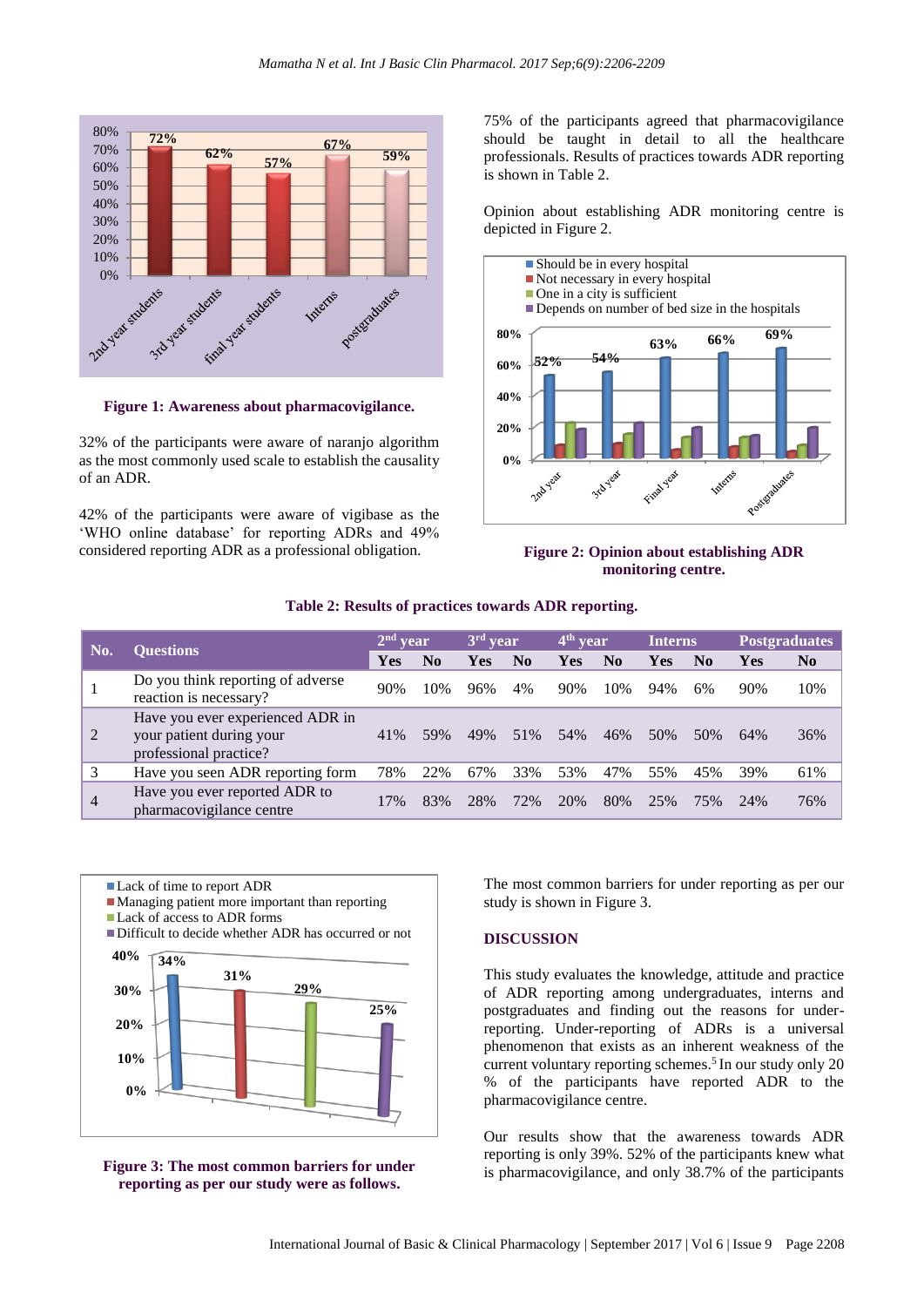Figure 1: Awareness about pharmacovigilance.

32% of the participants were aware of naranjo algorithm as the most commonly used scale to establish the causality of an ADR.

42% of the participants were aware of vigibase as the 'WHO online database' for reporting ADRs and 49% considered reporting ADR as a professional obligation.

75% of the participants agreed that pharmacovigilance should be taught in detail to all the healthcare professionals. Results of practices towards ADR reporting is shown in Table 2.

Opinion about establishing ADR monitoring centre is depicted in Figure 2.

Figure 2: Opinion about establishing ADR monitoring centre.

**Table 2: Results of practices towards ADR reporting.**

| No. | Questions | 2nd year | | 3rd year | | 4th year | | Interns | | Postgraduates | |
|---|---|---|---|---|---|---|---|---|---|---|---|
| | | Yes | No | Yes | No | Yes | No | Yes | No | Yes | No |
| 1 | Do you think reporting of adverse reaction is necessary? | 90% | 10% | 96% | 4% | 90% | 10% | 94% | 6% | 90% | 10% |
| 2 | Have you ever experienced ADR in your patient during your professional practice? | 41% | 59% | 49% | 51% | 54% | 46% | 50% | 50% | 64% | 36% |
| 3 | Have you seen ADR reporting form | 78% | 22% | 67% | 33% | 53% | 47% | 55% | 45% | 39% | 61% |
| 4 | Have you ever reported ADR to pharmacovigilance centre | 17% | 83% | 28% | 72% | 20% | 80% | 25% | 75% | 24% | 76% |

Figure 3: The most common barriers for under reporting as per our study were as follows.

The most common barriers for under reporting as per our study is shown in Figure 3.

## DISCUSSION

This study evaluates the knowledge, attitude and practice of ADR reporting among undergraduates, interns and postgraduates and finding out the reasons for under-reporting. Under-reporting of ADRs is a universal phenomenon that exists as an inherent weakness of the current voluntary reporting schemes.[5] In our study only 20 % of the participants have reported ADR to the pharmacovigilance centre.

Our results show that the awareness towards ADR reporting is only 39%. 52% of the participants knew what is pharmacovigilance, and only 38.7% of the participants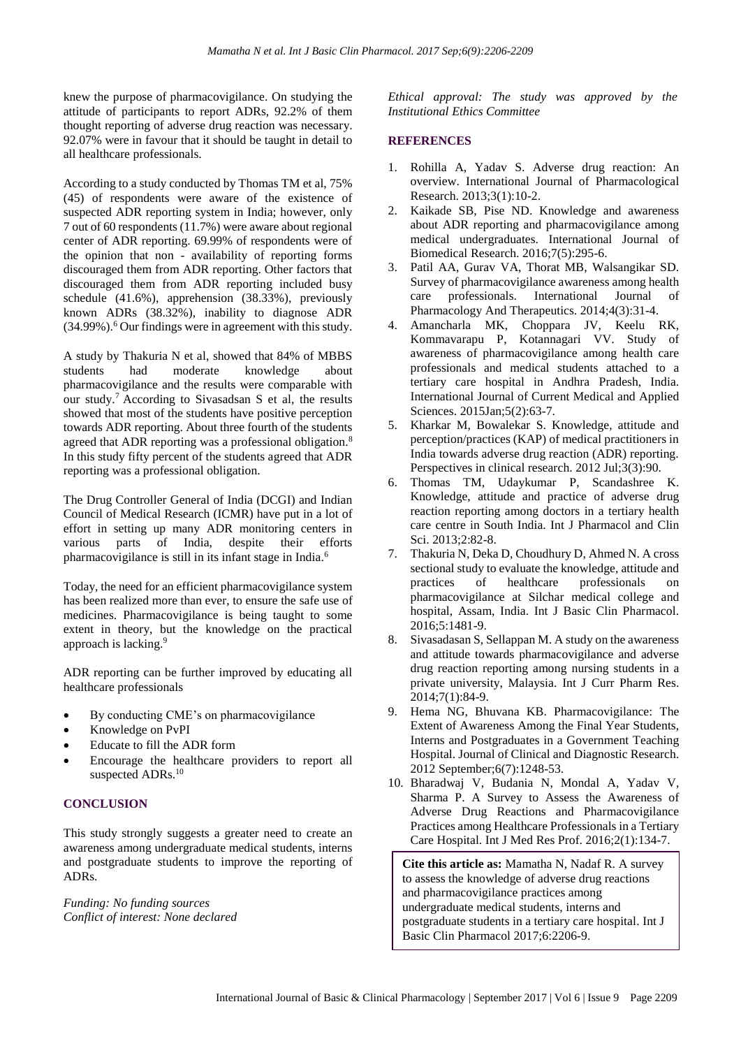knew the purpose of pharmacovigilance. On studying the attitude of participants to report ADRs, 92.2% of them thought reporting of adverse drug reaction was necessary. 92.07% were in favour that it should be taught in detail to all healthcare professionals.

According to a study conducted by Thomas TM et al, 75% (45) of respondents were aware of the existence of suspected ADR reporting system in India; however, only 7 out of 60 respondents (11.7%) were aware about regional center of ADR reporting. 69.99% of respondents were of the opinion that non - availability of reporting forms discouraged them from ADR reporting. Other factors that discouraged them from ADR reporting included busy schedule (41.6%), apprehension (38.33%), previously known ADRs (38.32%), inability to diagnose ADR (34.99%).[6] Our findings were in agreement with this study.

A study by Thakuria N et al, showed that 84% of MBBS students had moderate knowledge about pharmacovigilance and the results were comparable with our study.[7] According to Sivasadsan S et al, the results showed that most of the students have positive perception towards ADR reporting. About three fourth of the students agreed that ADR reporting was a professional obligation.[8] In this study fifty percent of the students agreed that ADR reporting was a professional obligation.

The Drug Controller General of India (DCGI) and Indian Council of Medical Research (ICMR) have put in a lot of effort in setting up many ADR monitoring centers in various parts of India, despite their efforts pharmacovigilance is still in its infant stage in India.[6]

Today, the need for an efficient pharmacovigilance system has been realized more than ever, to ensure the safe use of medicines. Pharmacovigilance is being taught to some extent in theory, but the knowledge on the practical approach is lacking.[9]

ADR reporting can be further improved by educating all healthcare professionals

- By conducting CME's on pharmacovigilance
- Knowledge on PvPI
- Educate to fill the ADR form
- Encourage the healthcare providers to report all suspected ADRs.[10]

## CONCLUSION

This study strongly suggests a greater need to create an awareness among undergraduate medical students, interns and postgraduate students to improve the reporting of ADRs.

*Funding: No funding sources*
*Conflict of interest: None declared*
*Ethical approval: The study was approved by the Institutional Ethics Committee*

## REFERENCES

1. Rohilla A, Yadav S. Adverse drug reaction: An overview. International Journal of Pharmacological Research. 2013;3(1):10-2.
2. Kaikade SB, Pise ND. Knowledge and awareness about ADR reporting and pharmacovigilance among medical undergraduates. International Journal of Biomedical Research. 2016;7(5):295-6.
3. Patil AA, Gurav VA, Thorat MB, Walsangikar SD. Survey of pharmacovigilance awareness among health care professionals. International Journal of Pharmacology And Therapeutics. 2014;4(3):31-4.
4. Amancharla MK, Choppara JV, Keelu RK, Kommavarapu P, Kotannagari VV. Study of awareness of pharmacovigilance among health care professionals and medical students attached to a tertiary care hospital in Andhra Pradesh, India. International Journal of Current Medical and Applied Sciences. 2015Jan;5(2):63-7.
5. Kharkar M, Bowalekar S. Knowledge, attitude and perception/practices (KAP) of medical practitioners in India towards adverse drug reaction (ADR) reporting. Perspectives in clinical research. 2012 Jul;3(3):90.
6. Thomas TM, Udaykumar P, Scandashree K. Knowledge, attitude and practice of adverse drug reaction reporting among doctors in a tertiary health care centre in South India. Int J Pharmacol and Clin Sci. 2013;2:82-8.
7. Thakuria N, Deka D, Choudhury D, Ahmed N. A cross sectional study to evaluate the knowledge, attitude and practices of healthcare professionals on pharmacovigilance at Silchar medical college and hospital, Assam, India. Int J Basic Clin Pharmacol. 2016;5:1481-9.
8. Sivasadasan S, Sellappan M. A study on the awareness and attitude towards pharmacovigilance and adverse drug reaction reporting among nursing students in a private university, Malaysia. Int J Curr Pharm Res. 2014;7(1):84-9.
9. Hema NG, Bhuvana KB. Pharmacovigilance: The Extent of Awareness Among the Final Year Students, Interns and Postgraduates in a Government Teaching Hospital. Journal of Clinical and Diagnostic Research. 2012 September;6(7):1248-53.
10. Bharadwaj V, Budania N, Mondal A, Yadav V, Sharma P. A Survey to Assess the Awareness of Adverse Drug Reactions and Pharmacovigilance Practices among Healthcare Professionals in a Tertiary Care Hospital. Int J Med Res Prof. 2016;2(1):134-7.

**Cite this article as:** Mamatha N, Nadaf R. A survey to assess the knowledge of adverse drug reactions and pharmacovigilance practices among undergraduate medical students, interns and postgraduate students in a tertiary care hospital. Int J Basic Clin Pharmacol 2017;6:2206-9.